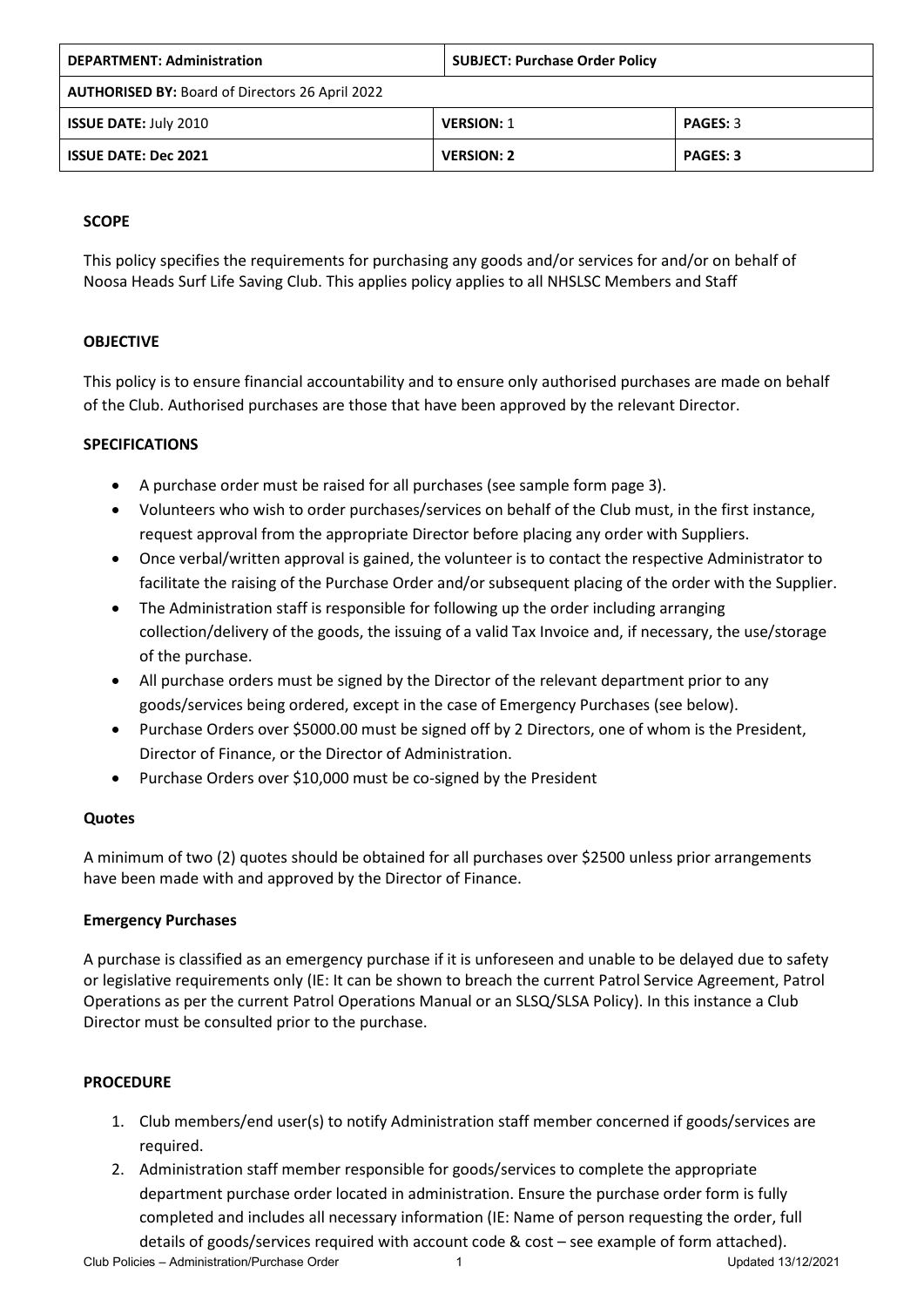| DEPARTMENT: Administration | SUBJECT: Purchase Order Policy | |
|---|---|---|
| **AUTHORISED BY:** Board of Directors 26 April 2022 | | |
| **ISSUE DATE:** July 2010 | **VERSION:** 1 | **PAGES:** 3 |
| **ISSUE DATE: Dec 2021** | **VERSION: 2** | **PAGES: 3** |

**SCOPE**

This policy specifies the requirements for purchasing any goods and/or services for and/or on behalf of Noosa Heads Surf Life Saving Club. This applies policy applies to all NHSLSC Members and Staff

**OBJECTIVE**

This policy is to ensure financial accountability and to ensure only authorised purchases are made on behalf of the Club. Authorised purchases are those that have been approved by the relevant Director.

**SPECIFICATIONS**

- A purchase order must be raised for all purchases (see sample form page 3).
- Volunteers who wish to order purchases/services on behalf of the Club must, in the first instance, request approval from the appropriate Director before placing any order with Suppliers.
- Once verbal/written approval is gained, the volunteer is to contact the respective Administrator to facilitate the raising of the Purchase Order and/or subsequent placing of the order with the Supplier.
- The Administration staff is responsible for following up the order including arranging collection/delivery of the goods, the issuing of a valid Tax Invoice and, if necessary, the use/storage of the purchase.
- All purchase orders must be signed by the Director of the relevant department prior to any goods/services being ordered, except in the case of Emergency Purchases (see below).
- Purchase Orders over $5000.00 must be signed off by 2 Directors, one of whom is the President, Director of Finance, or the Director of Administration.
- Purchase Orders over $10,000 must be co-signed by the President

**Quotes**

A minimum of two (2) quotes should be obtained for all purchases over $2500 unless prior arrangements have been made with and approved by the Director of Finance.

**Emergency Purchases**

A purchase is classified as an emergency purchase if it is unforeseen and unable to be delayed due to safety or legislative requirements only (IE: It can be shown to breach the current Patrol Service Agreement, Patrol Operations as per the current Patrol Operations Manual or an SLSQ/SLSA Policy). In this instance a Club Director must be consulted prior to the purchase.

**PROCEDURE**

1. Club members/end user(s) to notify Administration staff member concerned if goods/services are required.
2. Administration staff member responsible for goods/services to complete the appropriate department purchase order located in administration. Ensure the purchase order form is fully completed and includes all necessary information (IE: Name of person requesting the order, full details of goods/services required with account code & cost – see example of form attached).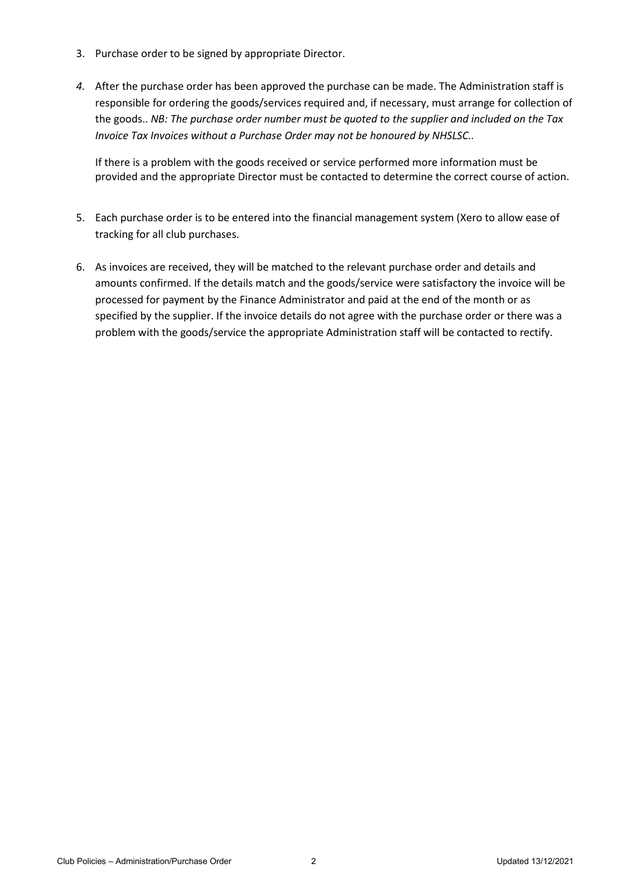3. Purchase order to be signed by appropriate Director.

4. After the purchase order has been approved the purchase can be made. The Administration staff is responsible for ordering the goods/services required and, if necessary, must arrange for collection of the goods.. *NB: The purchase order number must be quoted to the supplier and included on the Tax Invoice Tax Invoices without a Purchase Order may not be honoured by NHSLSC..*

   If there is a problem with the goods received or service performed more information must be provided and the appropriate Director must be contacted to determine the correct course of action.

5. Each purchase order is to be entered into the financial management system (Xero to allow ease of tracking for all club purchases.

6. As invoices are received, they will be matched to the relevant purchase order and details and amounts confirmed. If the details match and the goods/service were satisfactory the invoice will be processed for payment by the Finance Administrator and paid at the end of the month or as specified by the supplier. If the invoice details do not agree with the purchase order or there was a problem with the goods/service the appropriate Administration staff will be contacted to rectify.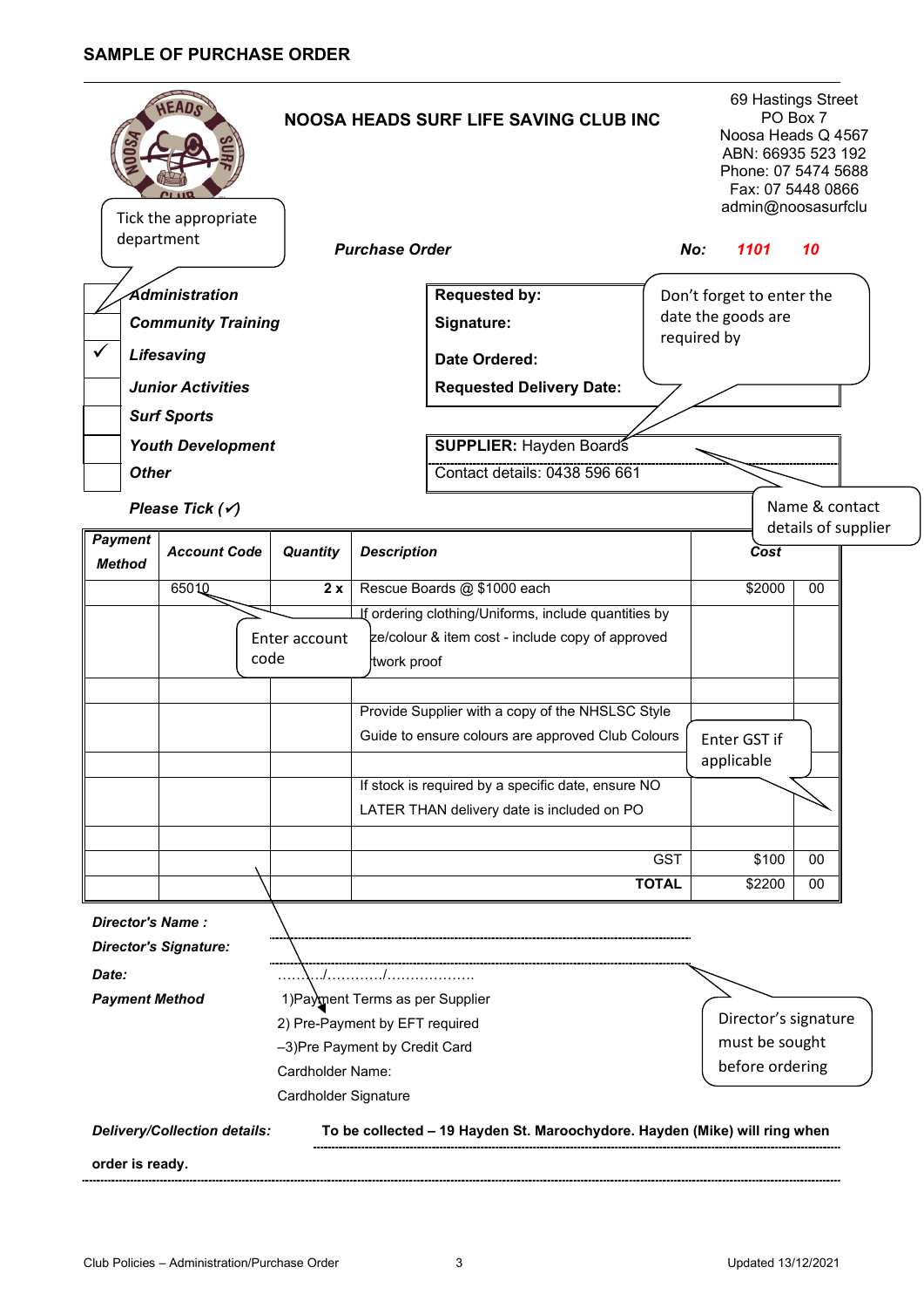## SAMPLE OF PURCHASE ORDER

**NOOSA HEADS SURF LIFE SAVING CLUB INC**

69 Hastings Street
PO Box 7
Noosa Heads Q 4567
ABN: 66935 523 192
Phone: 07 5474 5688
Fax: 07 5448 0866
admin@noosasurfclu

Tick the appropriate department

***Purchase Order*** **No:** 1101 10

| | |
|---|---|
| | ***Administration*** |
| | ***Community Training*** |
| ✓ | ***Lifesaving*** |
| | ***Junior Activities*** |
| | ***Surf Sports*** |
| | ***Youth Development*** |
| | ***Other*** |

***Please Tick (✓)***

**Requested by:**
**Signature:**
**Date Ordered:**
**Requested Delivery Date:**

Don't forget to enter the date the goods are required by

**SUPPLIER:** Hayden Boards
Contact details: 0438 596 661

Name & contact details of supplier

| Payment Method | Account Code | Quantity | Description | Cost | |
|---|---|---|---|---|---|
| | 65010 | 2 x | Rescue Boards @ $1000 each | $2000 | 00 |
| | | | If ordering clothing/Uniforms, include quantities by size/colour & item cost - include copy of approved artwork proof | | |
| | | | | | |
| | | | Provide Supplier with a copy of the NHSLSC Style Guide to ensure colours are approved Club Colours | | |
| | | | | | |
| | | | If stock is required by a specific date, ensure NO LATER THAN delivery date is included on PO | | |
| | | | | | |
| | | | GST | $100 | 00 |
| | | | **TOTAL** | $2200 | 00 |

Enter account code

Enter GST if applicable

***Director's Name :***

***Director's Signature:***

***Date:*** ………./…………/………………

***Payment Method***
1)Payment Terms as per Supplier
2) Pre-Payment by EFT required
–3)Pre Payment by Credit Card
Cardholder Name:
Cardholder Signature

Director's signature must be sought before ordering

***Delivery/Collection details:*** **To be collected – 19 Hayden St. Maroochydore. Hayden (Mike) will ring when order is ready.**